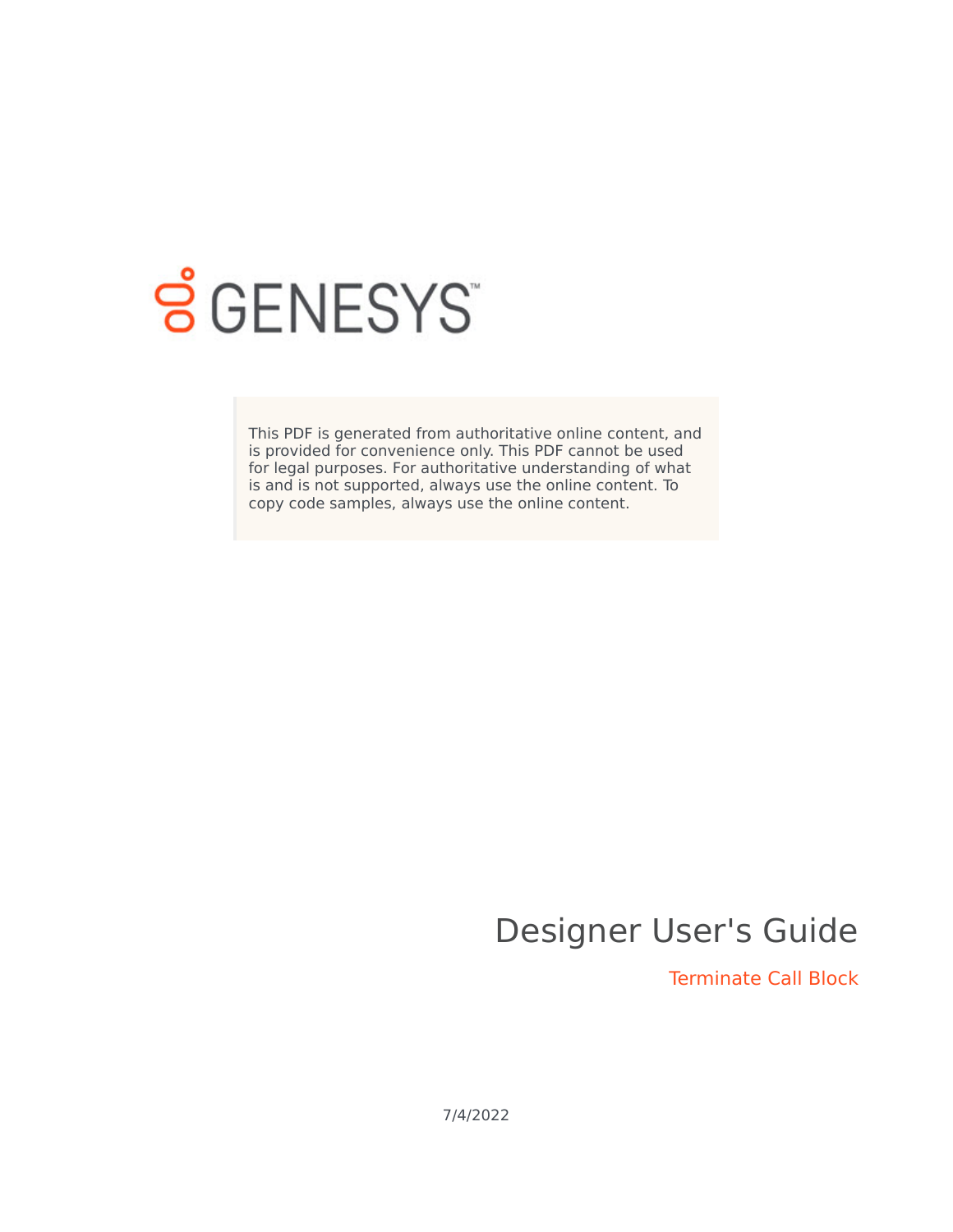This PDF is generated from authoritative online content, and is provided for convenience only. This PDF cannot be used for legal purposes. For authoritative understanding of what is and is not supported, always use the online content. To copy code samples, always use the online content.

# Designer User's Guide

## Terminate Call Block

7/4/2022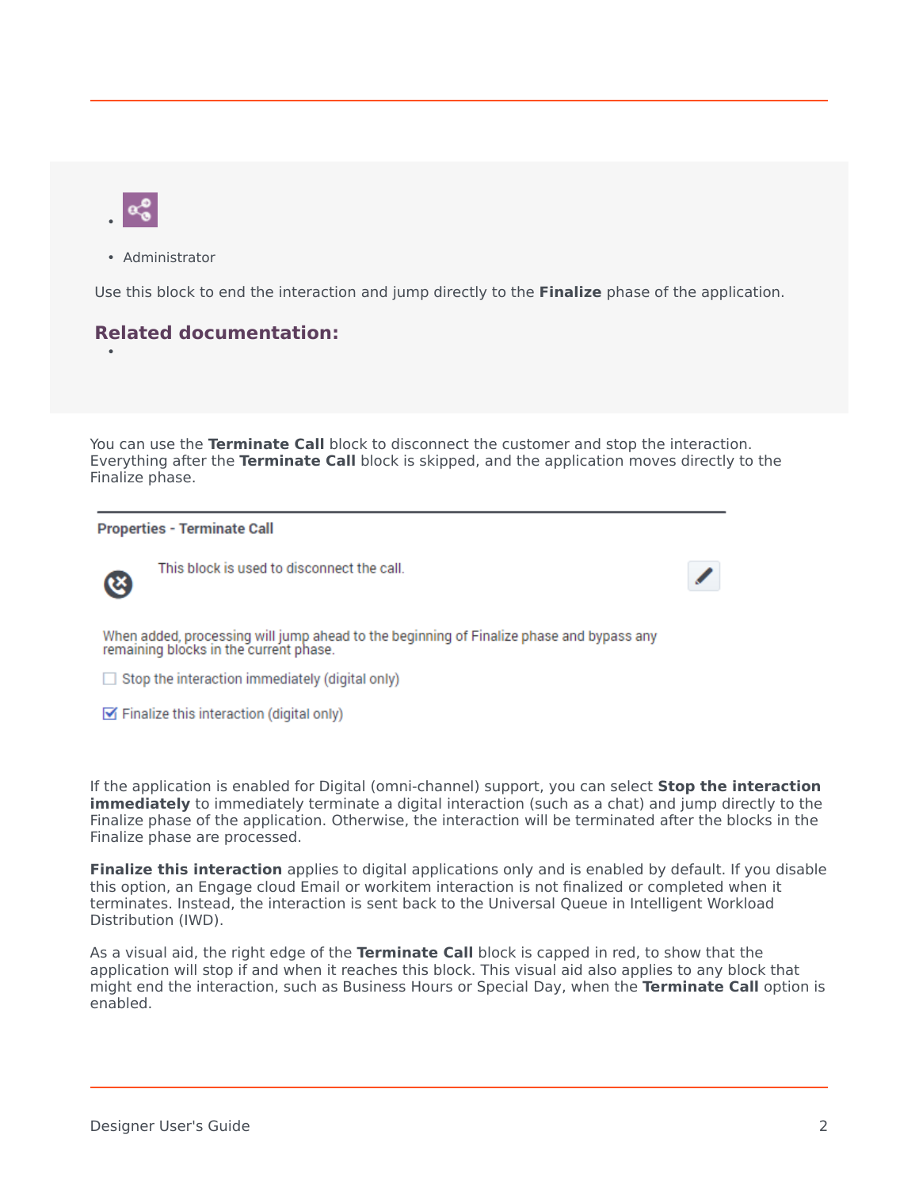- Administrator

Use this block to end the interaction and jump directly to the **Finalize** phase of the application.

## Related documentation:

- 

You can use the **Terminate Call** block to disconnect the customer and stop the interaction. Everything after the **Terminate Call** block is skipped, and the application moves directly to the Finalize phase.

**Properties - Terminate Call**

This block is used to disconnect the call.

When added, processing will jump ahead to the beginning of Finalize phase and bypass any remaining blocks in the current phase.

- [ ] Stop the interaction immediately (digital only)
- [x] Finalize this interaction (digital only)

If the application is enabled for Digital (omni-channel) support, you can select **Stop the interaction immediately** to immediately terminate a digital interaction (such as a chat) and jump directly to the Finalize phase of the application. Otherwise, the interaction will be terminated after the blocks in the Finalize phase are processed.

**Finalize this interaction** applies to digital applications only and is enabled by default. If you disable this option, an Engage cloud Email or workitem interaction is not finalized or completed when it terminates. Instead, the interaction is sent back to the Universal Queue in Intelligent Workload Distribution (IWD).

As a visual aid, the right edge of the **Terminate Call** block is capped in red, to show that the application will stop if and when it reaches this block. This visual aid also applies to any block that might end the interaction, such as Business Hours or Special Day, when the **Terminate Call** option is enabled.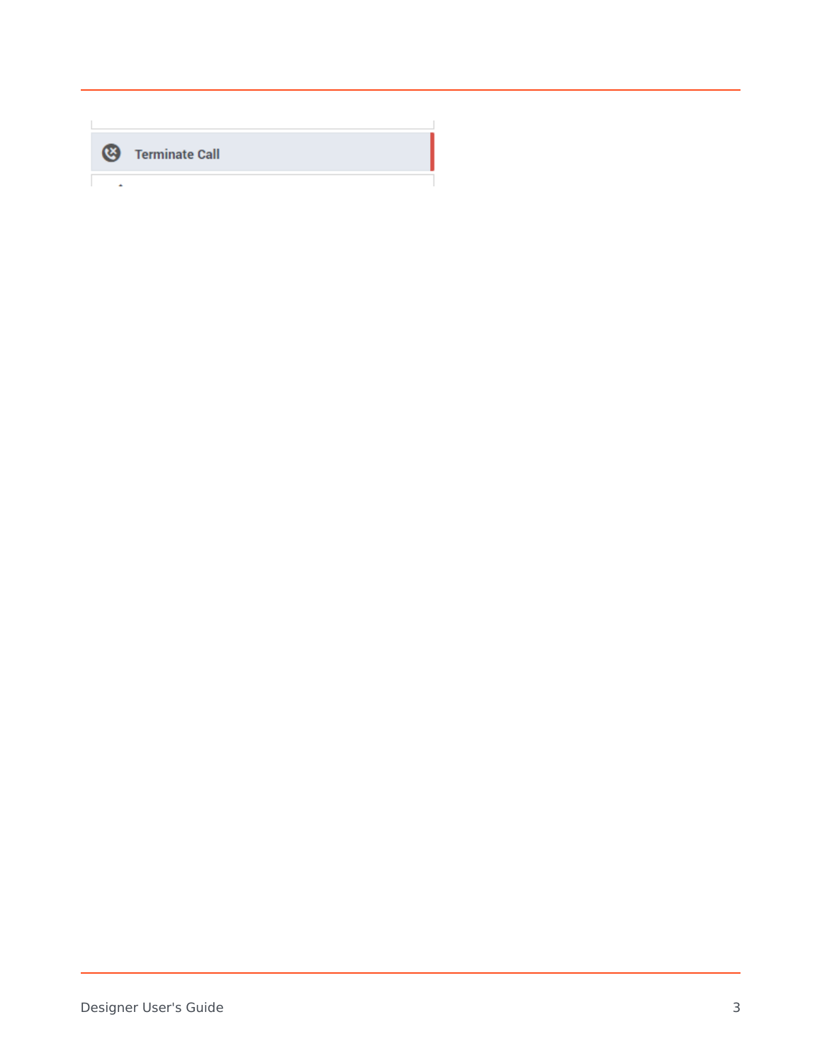Terminate Call